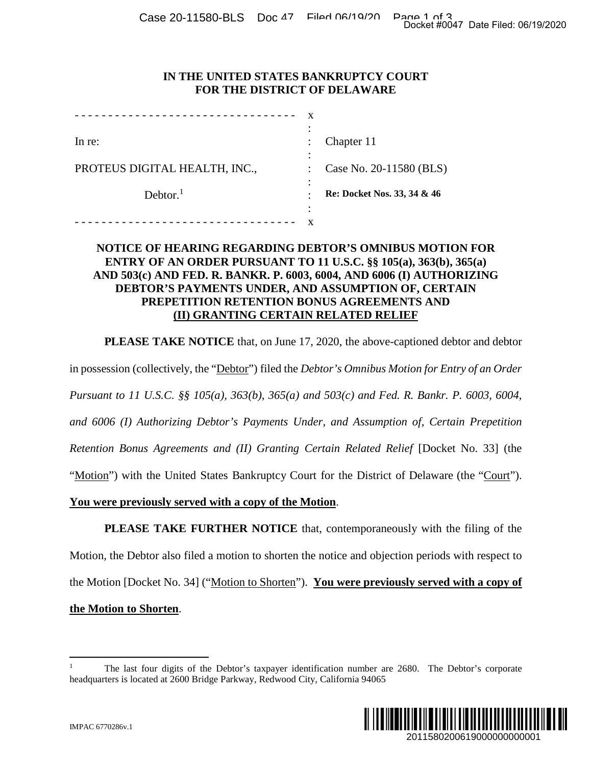# IN THE UNITED STATES BANKRUPTCY COURT FOR THE DISTRICT OF DELAWARE

| | | |
|---|---|---|
| In re: | : | Chapter 11 |
| PROTEUS DIGITAL HEALTH, INC., | : | Case No. 20-11580 (BLS) |
| Debtor.[1] | : | **Re: Docket Nos. 33, 34 & 46** |

## NOTICE OF HEARING REGARDING DEBTOR'S OMNIBUS MOTION FOR ENTRY OF AN ORDER PURSUANT TO 11 U.S.C. §§ 105(a), 363(b), 365(a) AND 503(c) AND FED. R. BANKR. P. 6003, 6004, AND 6006 (I) AUTHORIZING DEBTOR'S PAYMENTS UNDER, AND ASSUMPTION OF, CERTAIN PREPETITION RETENTION BONUS AGREEMENTS AND (II) GRANTING CERTAIN RELATED RELIEF

**PLEASE TAKE NOTICE** that, on June 17, 2020, the above-captioned debtor and debtor in possession (collectively, the "Debtor") filed the *Debtor's Omnibus Motion for Entry of an Order Pursuant to 11 U.S.C. §§ 105(a), 363(b), 365(a) and 503(c) and Fed. R. Bankr. P. 6003, 6004, and 6006 (I) Authorizing Debtor's Payments Under, and Assumption of, Certain Prepetition Retention Bonus Agreements and (II) Granting Certain Related Relief* [Docket No. 33] (the "Motion") with the United States Bankruptcy Court for the District of Delaware (the "Court"). **You were previously served with a copy of the Motion**.

**PLEASE TAKE FURTHER NOTICE** that, contemporaneously with the filing of the Motion, the Debtor also filed a motion to shorten the notice and objection periods with respect to the Motion [Docket No. 34] ("Motion to Shorten"). **You were previously served with a copy of the Motion to Shorten**.

[1] The last four digits of the Debtor's taxpayer identification number are 2680. The Debtor's corporate headquarters is located at 2600 Bridge Parkway, Redwood City, California 94065

IMPAC 6770286v.1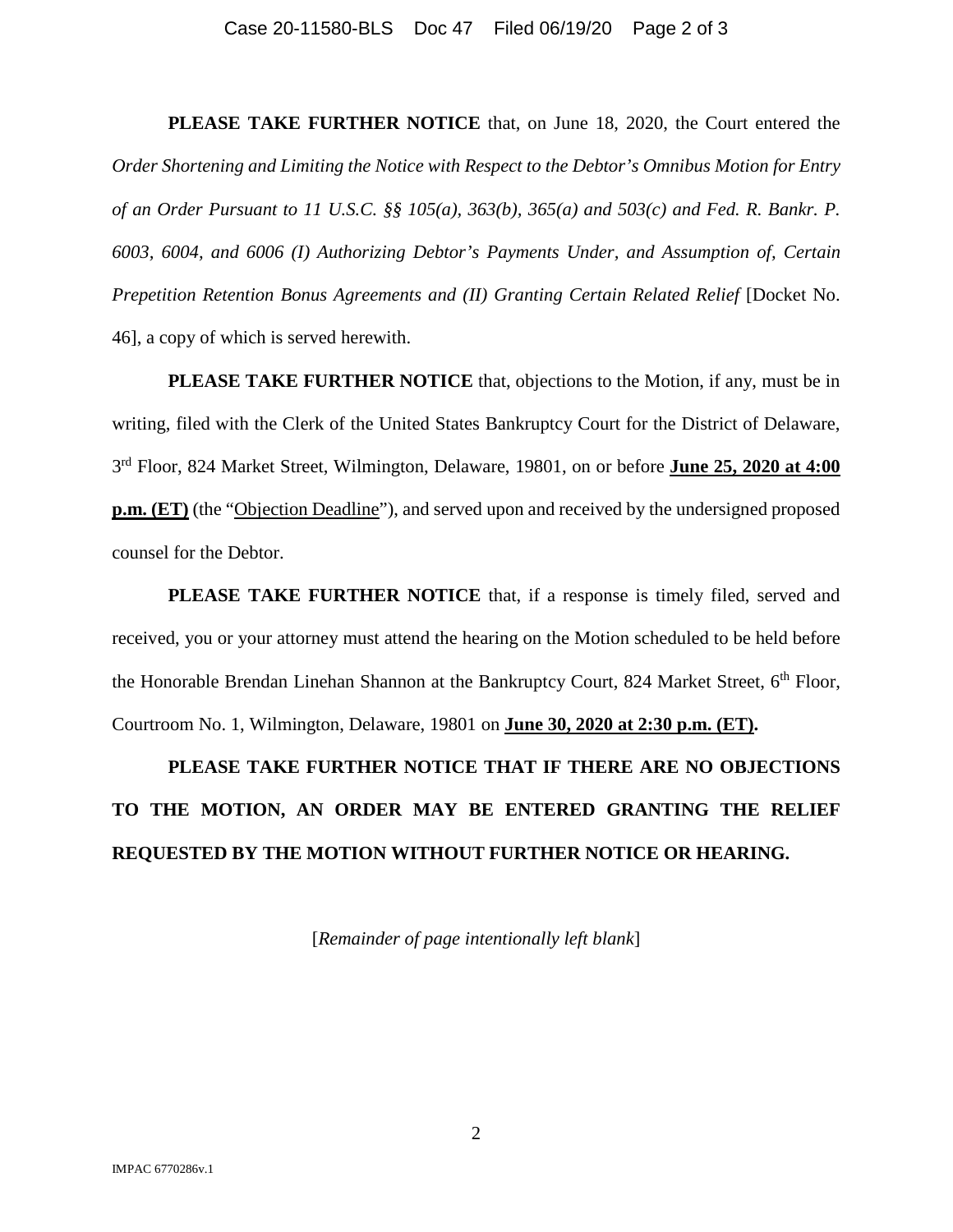**PLEASE TAKE FURTHER NOTICE** that, on June 18, 2020, the Court entered the *Order Shortening and Limiting the Notice with Respect to the Debtor's Omnibus Motion for Entry of an Order Pursuant to 11 U.S.C. §§ 105(a), 363(b), 365(a) and 503(c) and Fed. R. Bankr. P. 6003, 6004, and 6006 (I) Authorizing Debtor's Payments Under, and Assumption of, Certain Prepetition Retention Bonus Agreements and (II) Granting Certain Related Relief* [Docket No. 46], a copy of which is served herewith.

**PLEASE TAKE FURTHER NOTICE** that, objections to the Motion, if any, must be in writing, filed with the Clerk of the United States Bankruptcy Court for the District of Delaware, 3rd Floor, 824 Market Street, Wilmington, Delaware, 19801, on or before **June 25, 2020 at 4:00 p.m. (ET)** (the "Objection Deadline"), and served upon and received by the undersigned proposed counsel for the Debtor.

**PLEASE TAKE FURTHER NOTICE** that, if a response is timely filed, served and received, you or your attorney must attend the hearing on the Motion scheduled to be held before the Honorable Brendan Linehan Shannon at the Bankruptcy Court, 824 Market Street, 6th Floor, Courtroom No. 1, Wilmington, Delaware, 19801 on **June 30, 2020 at 2:30 p.m. (ET).**

**PLEASE TAKE FURTHER NOTICE THAT IF THERE ARE NO OBJECTIONS TO THE MOTION, AN ORDER MAY BE ENTERED GRANTING THE RELIEF REQUESTED BY THE MOTION WITHOUT FURTHER NOTICE OR HEARING.**

[*Remainder of page intentionally left blank*]

IMPAC 6770286v.1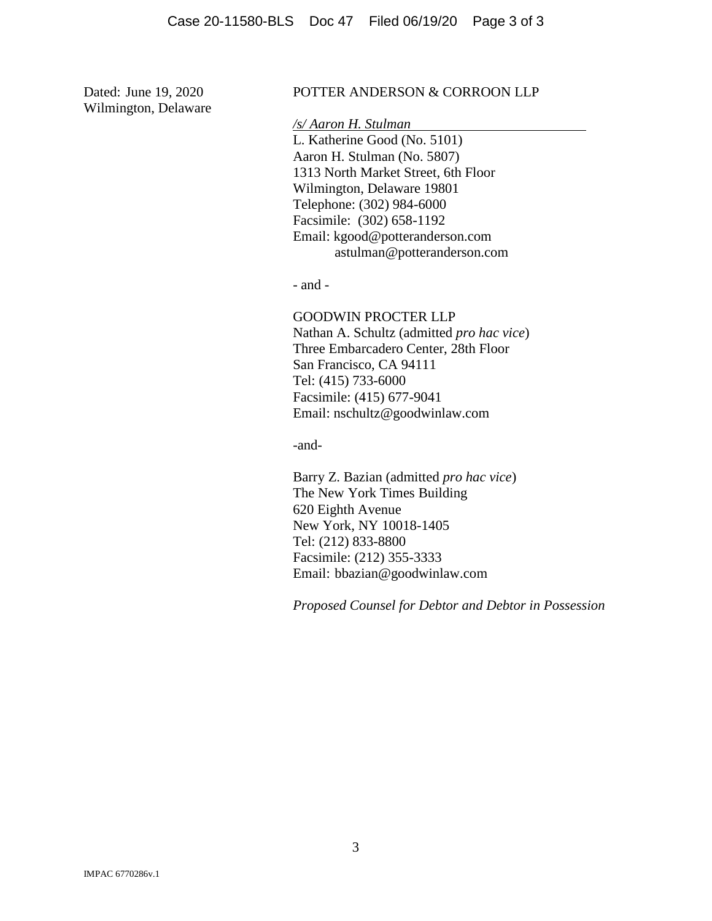Dated: June 19, 2020
Wilmington, Delaware

POTTER ANDERSON & CORROON LLP

*/s/ Aaron H. Stulman*
L. Katherine Good (No. 5101)
Aaron H. Stulman (No. 5807)
1313 North Market Street, 6th Floor
Wilmington, Delaware 19801
Telephone: (302) 984-6000
Facsimile: (302) 658-1192
Email: kgood@potteranderson.com
astulman@potteranderson.com

- and -

GOODWIN PROCTER LLP
Nathan A. Schultz (admitted *pro hac vice*)
Three Embarcadero Center, 28th Floor
San Francisco, CA 94111
Tel: (415) 733-6000
Facsimile: (415) 677-9041
Email: nschultz@goodwinlaw.com

-and-

Barry Z. Bazian (admitted *pro hac vice*)
The New York Times Building
620 Eighth Avenue
New York, NY 10018-1405
Tel: (212) 833-8800
Facsimile: (212) 355-3333
Email: bbazian@goodwinlaw.com

*Proposed Counsel for Debtor and Debtor in Possession*

IMPAC 6770286v.1